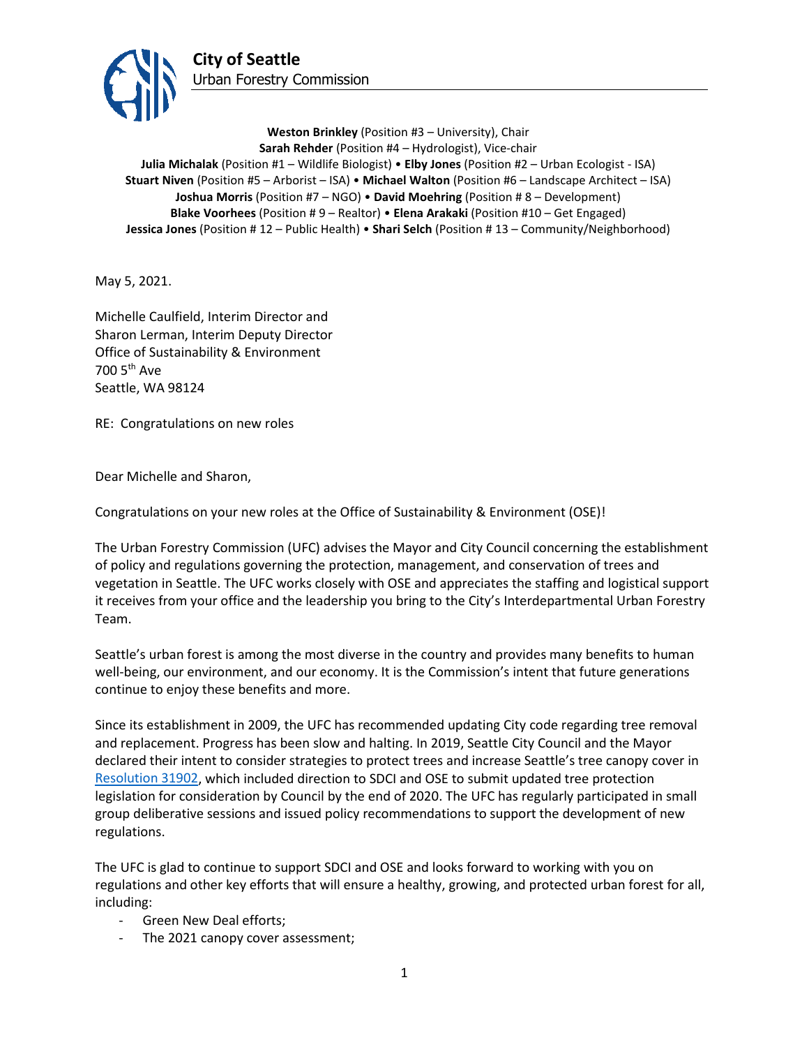**City of Seattle**
Urban Forestry Commission

**Weston Brinkley** (Position #3 – University), Chair
**Sarah Rehder** (Position #4 – Hydrologist), Vice-chair
**Julia Michalak** (Position #1 – Wildlife Biologist) • **Elby Jones** (Position #2 – Urban Ecologist - ISA)
**Stuart Niven** (Position #5 – Arborist – ISA) • **Michael Walton** (Position #6 – Landscape Architect – ISA)
**Joshua Morris** (Position #7 – NGO) • **David Moehring** (Position # 8 – Development)
**Blake Voorhees** (Position # 9 – Realtor) • **Elena Arakaki** (Position #10 – Get Engaged)
**Jessica Jones** (Position # 12 – Public Health) • **Shari Selch** (Position # 13 – Community/Neighborhood)

May 5, 2021.

Michelle Caulfield, Interim Director and
Sharon Lerman, Interim Deputy Director
Office of Sustainability & Environment
700 5th Ave
Seattle, WA 98124

RE: Congratulations on new roles

Dear Michelle and Sharon,

Congratulations on your new roles at the Office of Sustainability & Environment (OSE)!

The Urban Forestry Commission (UFC) advises the Mayor and City Council concerning the establishment of policy and regulations governing the protection, management, and conservation of trees and vegetation in Seattle. The UFC works closely with OSE and appreciates the staffing and logistical support it receives from your office and the leadership you bring to the City's Interdepartmental Urban Forestry Team.

Seattle's urban forest is among the most diverse in the country and provides many benefits to human well-being, our environment, and our economy. It is the Commission's intent that future generations continue to enjoy these benefits and more.

Since its establishment in 2009, the UFC has recommended updating City code regarding tree removal and replacement. Progress has been slow and halting. In 2019, Seattle City Council and the Mayor declared their intent to consider strategies to protect trees and increase Seattle's tree canopy cover in Resolution 31902, which included direction to SDCI and OSE to submit updated tree protection legislation for consideration by Council by the end of 2020. The UFC has regularly participated in small group deliberative sessions and issued policy recommendations to support the development of new regulations.

The UFC is glad to continue to support SDCI and OSE and looks forward to working with you on regulations and other key efforts that will ensure a healthy, growing, and protected urban forest for all, including:

- Green New Deal efforts;
- The 2021 canopy cover assessment;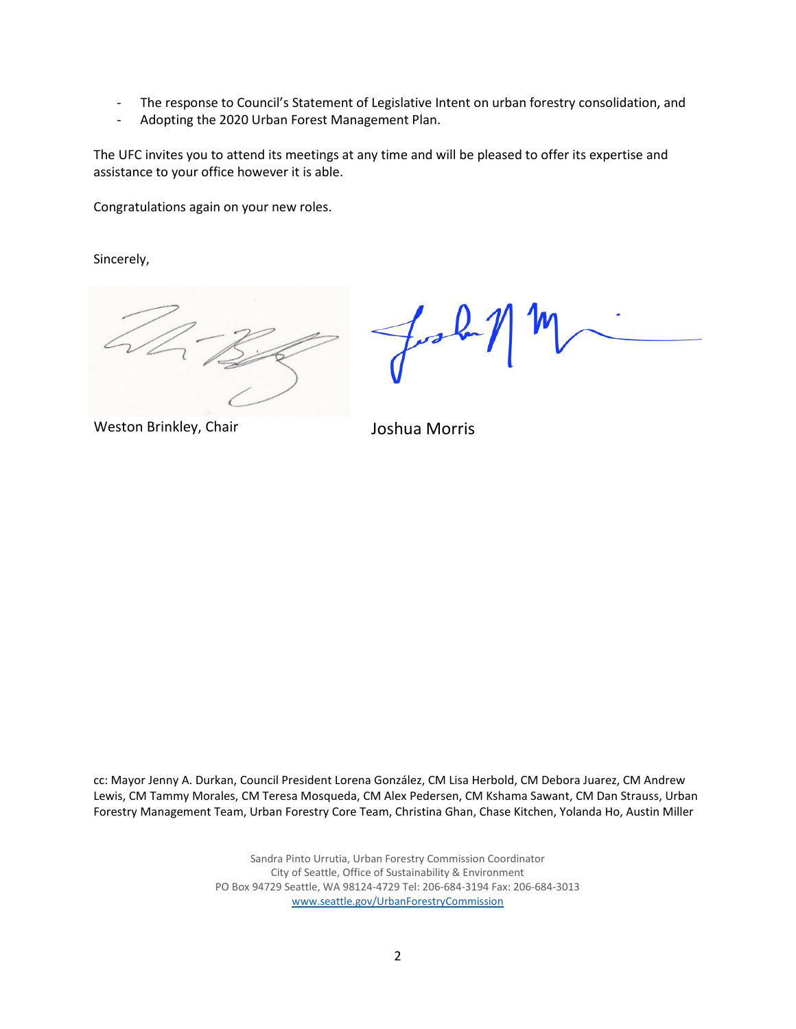- The response to Council's Statement of Legislative Intent on urban forestry consolidation, and
- Adopting the 2020 Urban Forest Management Plan.

The UFC invites you to attend its meetings at any time and will be pleased to offer its expertise and assistance to your office however it is able.

Congratulations again on your new roles.

Sincerely,

Weston Brinkley, Chair

Joshua Morris

cc: Mayor Jenny A. Durkan, Council President Lorena González, CM Lisa Herbold, CM Debora Juarez, CM Andrew Lewis, CM Tammy Morales, CM Teresa Mosqueda, CM Alex Pedersen, CM Kshama Sawant, CM Dan Strauss, Urban Forestry Management Team, Urban Forestry Core Team, Christina Ghan, Chase Kitchen, Yolanda Ho, Austin Miller

Sandra Pinto Urrutia, Urban Forestry Commission Coordinator
City of Seattle, Office of Sustainability & Environment
PO Box 94729 Seattle, WA 98124-4729 Tel: 206-684-3194 Fax: 206-684-3013
www.seattle.gov/UrbanForestryCommission